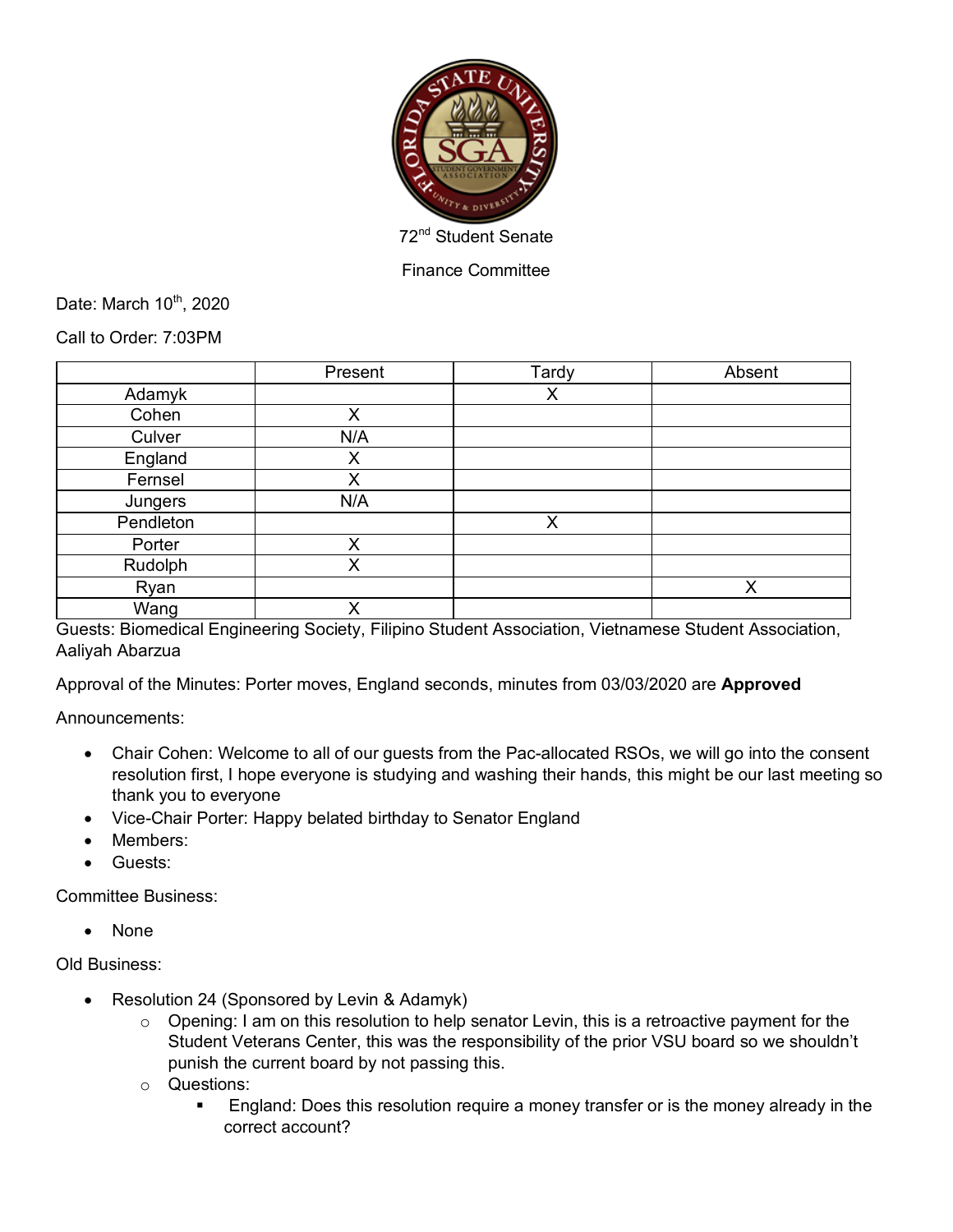72nd Student Senate

Finance Committee

Date: March 10th, 2020

Call to Order: 7:03PM

| | Present | Tardy | Absent |
|---|---|---|---|
| Adamyk | | X | |
| Cohen | X | | |
| Culver | N/A | | |
| England | X | | |
| Fernsel | X | | |
| Jungers | N/A | | |
| Pendleton | | X | |
| Porter | X | | |
| Rudolph | X | | |
| Ryan | | | X |
| Wang | X | | |

Guests: Biomedical Engineering Society, Filipino Student Association, Vietnamese Student Association, Aaliyah Abarzua

Approval of the Minutes: Porter moves, England seconds, minutes from 03/03/2020 are **Approved**

Announcements:

- Chair Cohen: Welcome to all of our guests from the Pac-allocated RSOs, we will go into the consent resolution first, I hope everyone is studying and washing their hands, this might be our last meeting so thank you to everyone
- Vice-Chair Porter: Happy belated birthday to Senator England
- Members:
- Guests:

Committee Business:

- None

Old Business:

- Resolution 24 (Sponsored by Levin & Adamyk)
  - Opening: I am on this resolution to help senator Levin, this is a retroactive payment for the Student Veterans Center, this was the responsibility of the prior VSU board so we shouldn't punish the current board by not passing this.
  - Questions:
    - England: Does this resolution require a money transfer or is the money already in the correct account?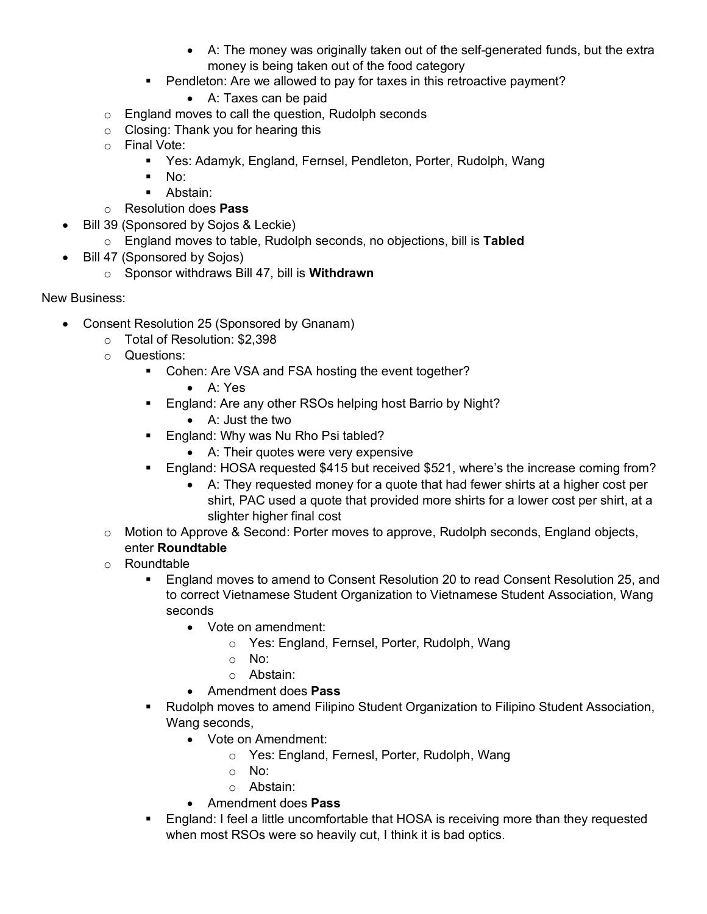- A: The money was originally taken out of the self-generated funds, but the extra money is being taken out of the food category
    - Pendleton: Are we allowed to pay for taxes in this retroactive payment?
      - A: Taxes can be paid
  - England moves to call the question, Rudolph seconds
  - Closing: Thank you for hearing this
  - Final Vote:
    - Yes: Adamyk, England, Fernsel, Pendleton, Porter, Rudolph, Wang
    - No:
    - Abstain:
  - Resolution does **Pass**
- Bill 39 (Sponsored by Sojos & Leckie)
  - England moves to table, Rudolph seconds, no objections, bill is **Tabled**
- Bill 47 (Sponsored by Sojos)
  - Sponsor withdraws Bill 47, bill is **Withdrawn**

New Business:

- Consent Resolution 25 (Sponsored by Gnanam)
  - Total of Resolution: $2,398
  - Questions:
    - Cohen: Are VSA and FSA hosting the event together?
      - A: Yes
    - England: Are any other RSOs helping host Barrio by Night?
      - A: Just the two
    - England: Why was Nu Rho Psi tabled?
      - A: Their quotes were very expensive
    - England: HOSA requested $415 but received $521, where's the increase coming from?
      - A: They requested money for a quote that had fewer shirts at a higher cost per shirt, PAC used a quote that provided more shirts for a lower cost per shirt, at a slighter higher final cost
  - Motion to Approve & Second: Porter moves to approve, Rudolph seconds, England objects, enter **Roundtable**
  - Roundtable
    - England moves to amend to Consent Resolution 20 to read Consent Resolution 25, and to correct Vietnamese Student Organization to Vietnamese Student Association, Wang seconds
      - Vote on amendment:
        - Yes: England, Fernsel, Porter, Rudolph, Wang
        - No:
        - Abstain:
      - Amendment does **Pass**
    - Rudolph moves to amend Filipino Student Organization to Filipino Student Association, Wang seconds,
      - Vote on Amendment:
        - Yes: England, Fernesl, Porter, Rudolph, Wang
        - No:
        - Abstain:
      - Amendment does **Pass**
    - England: I feel a little uncomfortable that HOSA is receiving more than they requested when most RSOs were so heavily cut, I think it is bad optics.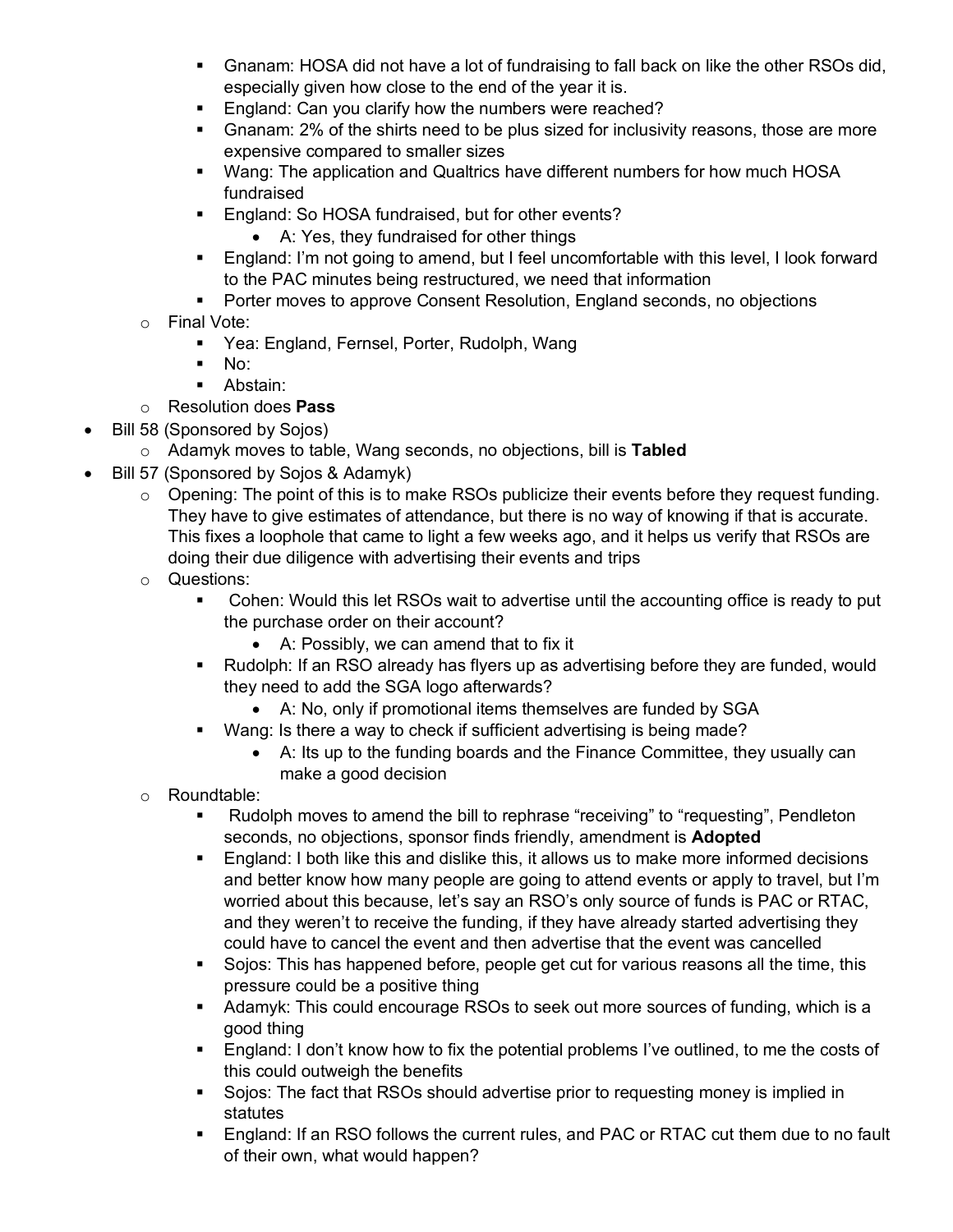- Gnanam: HOSA did not have a lot of fundraising to fall back on like the other RSOs did, especially given how close to the end of the year it is.
        - England: Can you clarify how the numbers were reached?
        - Gnanam: 2% of the shirts need to be plus sized for inclusivity reasons, those are more expensive compared to smaller sizes
        - Wang: The application and Qualtrics have different numbers for how much HOSA fundraised
        - England: So HOSA fundraised, but for other events?
            - A: Yes, they fundraised for other things
        - England: I'm not going to amend, but I feel uncomfortable with this level, I look forward to the PAC minutes being restructured, we need that information
        - Porter moves to approve Consent Resolution, England seconds, no objections
    - Final Vote:
        - Yea: England, Fernsel, Porter, Rudolph, Wang
        - No:
        - Abstain:
    - Resolution does **Pass**
- Bill 58 (Sponsored by Sojos)
    - Adamyk moves to table, Wang seconds, no objections, bill is **Tabled**
- Bill 57 (Sponsored by Sojos & Adamyk)
    - Opening: The point of this is to make RSOs publicize their events before they request funding. They have to give estimates of attendance, but there is no way of knowing if that is accurate. This fixes a loophole that came to light a few weeks ago, and it helps us verify that RSOs are doing their due diligence with advertising their events and trips
    - Questions:
        - Cohen: Would this let RSOs wait to advertise until the accounting office is ready to put the purchase order on their account?
            - A: Possibly, we can amend that to fix it
        - Rudolph: If an RSO already has flyers up as advertising before they are funded, would they need to add the SGA logo afterwards?
            - A: No, only if promotional items themselves are funded by SGA
        - Wang: Is there a way to check if sufficient advertising is being made?
            - A: Its up to the funding boards and the Finance Committee, they usually can make a good decision
    - Roundtable:
        - Rudolph moves to amend the bill to rephrase "receiving" to "requesting", Pendleton seconds, no objections, sponsor finds friendly, amendment is **Adopted**
        - England: I both like this and dislike this, it allows us to make more informed decisions and better know how many people are going to attend events or apply to travel, but I'm worried about this because, let's say an RSO's only source of funds is PAC or RTAC, and they weren't to receive the funding, if they have already started advertising they could have to cancel the event and then advertise that the event was cancelled
        - Sojos: This has happened before, people get cut for various reasons all the time, this pressure could be a positive thing
        - Adamyk: This could encourage RSOs to seek out more sources of funding, which is a good thing
        - England: I don't know how to fix the potential problems I've outlined, to me the costs of this could outweigh the benefits
        - Sojos: The fact that RSOs should advertise prior to requesting money is implied in statutes
        - England: If an RSO follows the current rules, and PAC or RTAC cut them due to no fault of their own, what would happen?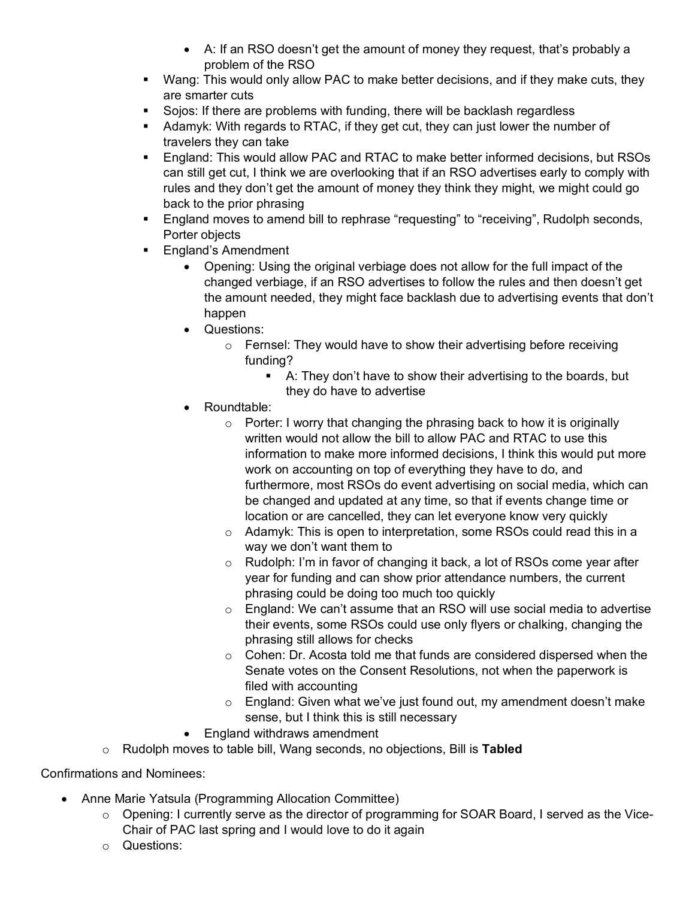- A: If an RSO doesn't get the amount of money they request, that's probably a problem of the RSO
      - Wang: This would only allow PAC to make better decisions, and if they make cuts, they are smarter cuts
      - Sojos: If there are problems with funding, there will be backlash regardless
      - Adamyk: With regards to RTAC, if they get cut, they can just lower the number of travelers they can take
      - England: This would allow PAC and RTAC to make better informed decisions, but RSOs can still get cut, I think we are overlooking that if an RSO advertises early to comply with rules and they don't get the amount of money they think they might, we might could go back to the prior phrasing
      - England moves to amend bill to rephrase "requesting" to "receiving", Rudolph seconds, Porter objects
      - England's Amendment
        - Opening: Using the original verbiage does not allow for the full impact of the changed verbiage, if an RSO advertises to follow the rules and then doesn't get the amount needed, they might face backlash due to advertising events that don't happen
        - Questions:
          - Fernsel: They would have to show their advertising before receiving funding?
            - A: They don't have to show their advertising to the boards, but they do have to advertise
        - Roundtable:
          - Porter: I worry that changing the phrasing back to how it is originally written would not allow the bill to allow PAC and RTAC to use this information to make more informed decisions, I think this would put more work on accounting on top of everything they have to do, and furthermore, most RSOs do event advertising on social media, which can be changed and updated at any time, so that if events change time or location or are cancelled, they can let everyone know very quickly
          - Adamyk: This is open to interpretation, some RSOs could read this in a way we don't want them to
          - Rudolph: I'm in favor of changing it back, a lot of RSOs come year after year for funding and can show prior attendance numbers, the current phrasing could be doing too much too quickly
          - England: We can't assume that an RSO will use social media to advertise their events, some RSOs could use only flyers or chalking, changing the phrasing still allows for checks
          - Cohen: Dr. Acosta told me that funds are considered dispersed when the Senate votes on the Consent Resolutions, not when the paperwork is filed with accounting
          - England: Given what we've just found out, my amendment doesn't make sense, but I think this is still necessary
        - England withdraws amendment
    - Rudolph moves to table bill, Wang seconds, no objections, Bill is **Tabled**

Confirmations and Nominees:

- Anne Marie Yatsula (Programming Allocation Committee)
  - Opening: I currently serve as the director of programming for SOAR Board, I served as the Vice-Chair of PAC last spring and I would love to do it again
  - Questions: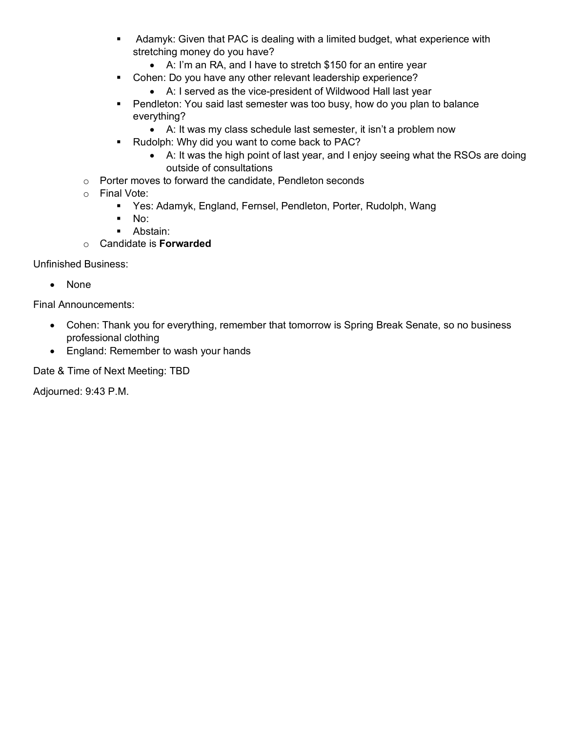- Adamyk: Given that PAC is dealing with a limited budget, what experience with stretching money do you have?
            - A: I'm an RA, and I have to stretch $150 for an entire year
        - Cohen: Do you have any other relevant leadership experience?
            - A: I served as the vice-president of Wildwood Hall last year
        - Pendleton: You said last semester was too busy, how do you plan to balance everything?
            - A: It was my class schedule last semester, it isn't a problem now
        - Rudolph: Why did you want to come back to PAC?
            - A: It was the high point of last year, and I enjoy seeing what the RSOs are doing outside of consultations
    - Porter moves to forward the candidate, Pendleton seconds
    - Final Vote:
        - Yes: Adamyk, England, Fernsel, Pendleton, Porter, Rudolph, Wang
        - No:
        - Abstain:
    - Candidate is **Forwarded**

Unfinished Business:

- None

Final Announcements:

- Cohen: Thank you for everything, remember that tomorrow is Spring Break Senate, so no business professional clothing
- England: Remember to wash your hands

Date & Time of Next Meeting: TBD

Adjourned: 9:43 P.M.